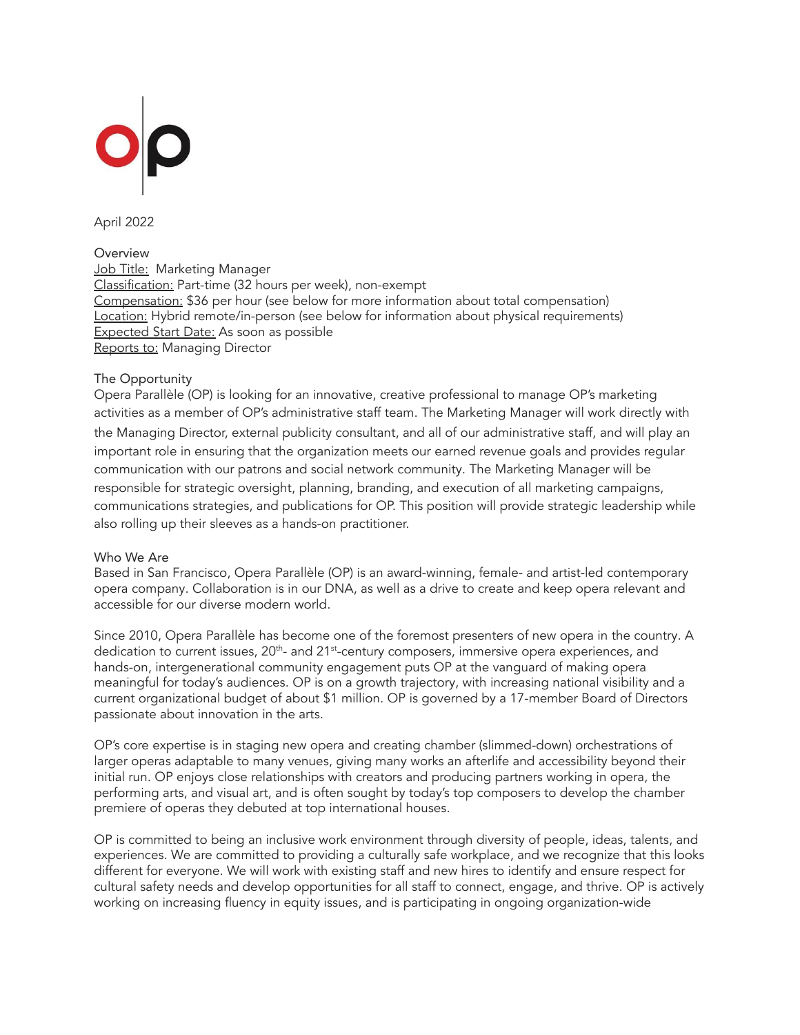April 2022

## Overview

Job Title: Marketing Manager
Classification: Part-time (32 hours per week), non-exempt
Compensation: $36 per hour (see below for more information about total compensation)
Location: Hybrid remote/in-person (see below for information about physical requirements)
Expected Start Date: As soon as possible
Reports to: Managing Director

## The Opportunity

Opera Parallèle (OP) is looking for an innovative, creative professional to manage OP's marketing activities as a member of OP's administrative staff team. The Marketing Manager will work directly with the Managing Director, external publicity consultant, and all of our administrative staff, and will play an important role in ensuring that the organization meets our earned revenue goals and provides regular communication with our patrons and social network community. The Marketing Manager will be responsible for strategic oversight, planning, branding, and execution of all marketing campaigns, communications strategies, and publications for OP. This position will provide strategic leadership while also rolling up their sleeves as a hands-on practitioner.

## Who We Are

Based in San Francisco, Opera Parallèle (OP) is an award-winning, female- and artist-led contemporary opera company. Collaboration is in our DNA, as well as a drive to create and keep opera relevant and accessible for our diverse modern world.

Since 2010, Opera Parallèle has become one of the foremost presenters of new opera in the country. A dedication to current issues, 20th- and 21st-century composers, immersive opera experiences, and hands-on, intergenerational community engagement puts OP at the vanguard of making opera meaningful for today's audiences. OP is on a growth trajectory, with increasing national visibility and a current organizational budget of about $1 million. OP is governed by a 17-member Board of Directors passionate about innovation in the arts.

OP's core expertise is in staging new opera and creating chamber (slimmed-down) orchestrations of larger operas adaptable to many venues, giving many works an afterlife and accessibility beyond their initial run. OP enjoys close relationships with creators and producing partners working in opera, the performing arts, and visual art, and is often sought by today's top composers to develop the chamber premiere of operas they debuted at top international houses.

OP is committed to being an inclusive work environment through diversity of people, ideas, talents, and experiences. We are committed to providing a culturally safe workplace, and we recognize that this looks different for everyone. We will work with existing staff and new hires to identify and ensure respect for cultural safety needs and develop opportunities for all staff to connect, engage, and thrive. OP is actively working on increasing fluency in equity issues, and is participating in ongoing organization-wide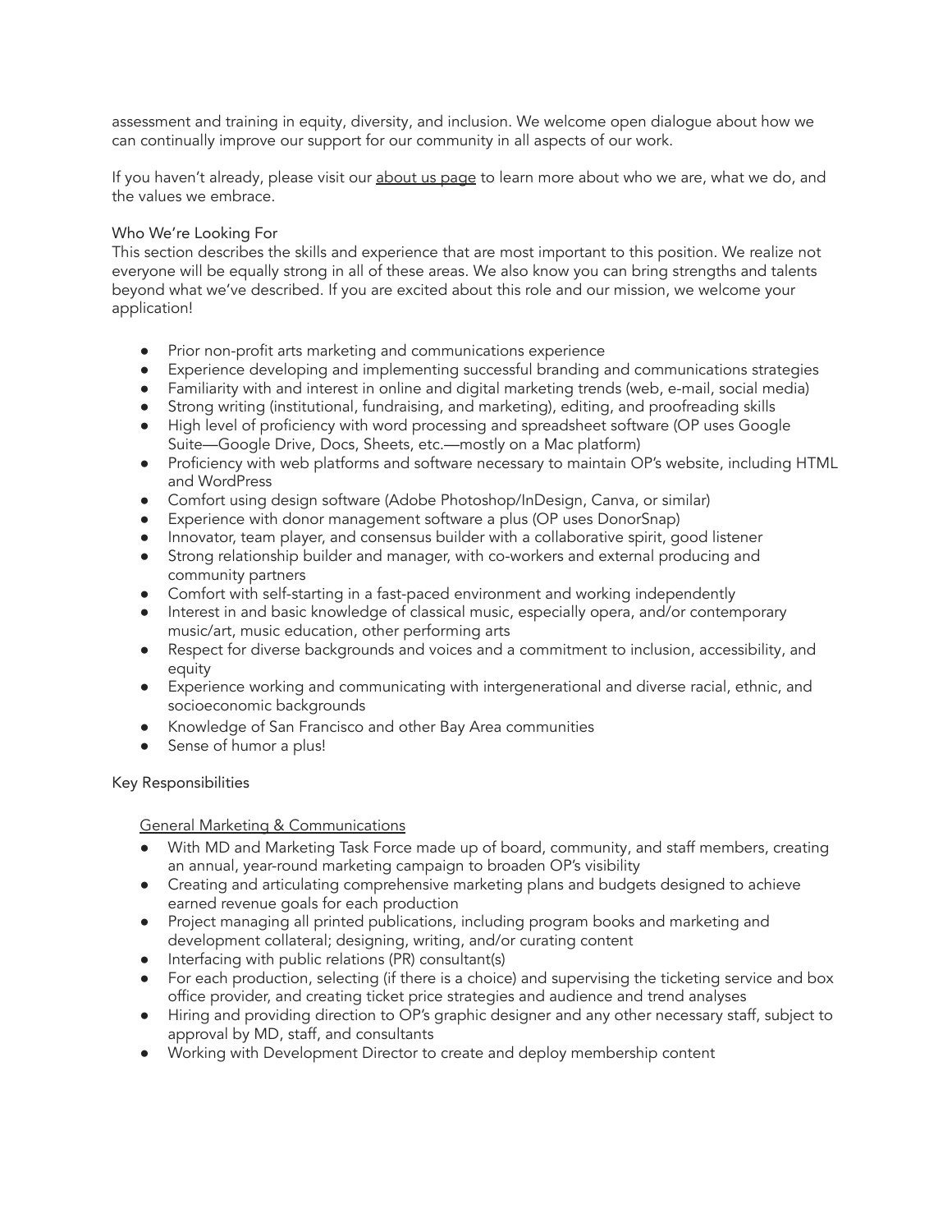assessment and training in equity, diversity, and inclusion. We welcome open dialogue about how we can continually improve our support for our community in all aspects of our work.

If you haven't already, please visit our about us page to learn more about who we are, what we do, and the values we embrace.

## Who We're Looking For

This section describes the skills and experience that are most important to this position. We realize not everyone will be equally strong in all of these areas. We also know you can bring strengths and talents beyond what we've described. If you are excited about this role and our mission, we welcome your application!

- Prior non-profit arts marketing and communications experience
- Experience developing and implementing successful branding and communications strategies
- Familiarity with and interest in online and digital marketing trends (web, e-mail, social media)
- Strong writing (institutional, fundraising, and marketing), editing, and proofreading skills
- High level of proficiency with word processing and spreadsheet software (OP uses Google Suite—Google Drive, Docs, Sheets, etc.—mostly on a Mac platform)
- Proficiency with web platforms and software necessary to maintain OP's website, including HTML and WordPress
- Comfort using design software (Adobe Photoshop/InDesign, Canva, or similar)
- Experience with donor management software a plus (OP uses DonorSnap)
- Innovator, team player, and consensus builder with a collaborative spirit, good listener
- Strong relationship builder and manager, with co-workers and external producing and community partners
- Comfort with self-starting in a fast-paced environment and working independently
- Interest in and basic knowledge of classical music, especially opera, and/or contemporary music/art, music education, other performing arts
- Respect for diverse backgrounds and voices and a commitment to inclusion, accessibility, and equity
- Experience working and communicating with intergenerational and diverse racial, ethnic, and socioeconomic backgrounds
- Knowledge of San Francisco and other Bay Area communities
- Sense of humor a plus!

## Key Responsibilities

### General Marketing & Communications

- With MD and Marketing Task Force made up of board, community, and staff members, creating an annual, year-round marketing campaign to broaden OP's visibility
- Creating and articulating comprehensive marketing plans and budgets designed to achieve earned revenue goals for each production
- Project managing all printed publications, including program books and marketing and development collateral; designing, writing, and/or curating content
- Interfacing with public relations (PR) consultant(s)
- For each production, selecting (if there is a choice) and supervising the ticketing service and box office provider, and creating ticket price strategies and audience and trend analyses
- Hiring and providing direction to OP's graphic designer and any other necessary staff, subject to approval by MD, staff, and consultants
- Working with Development Director to create and deploy membership content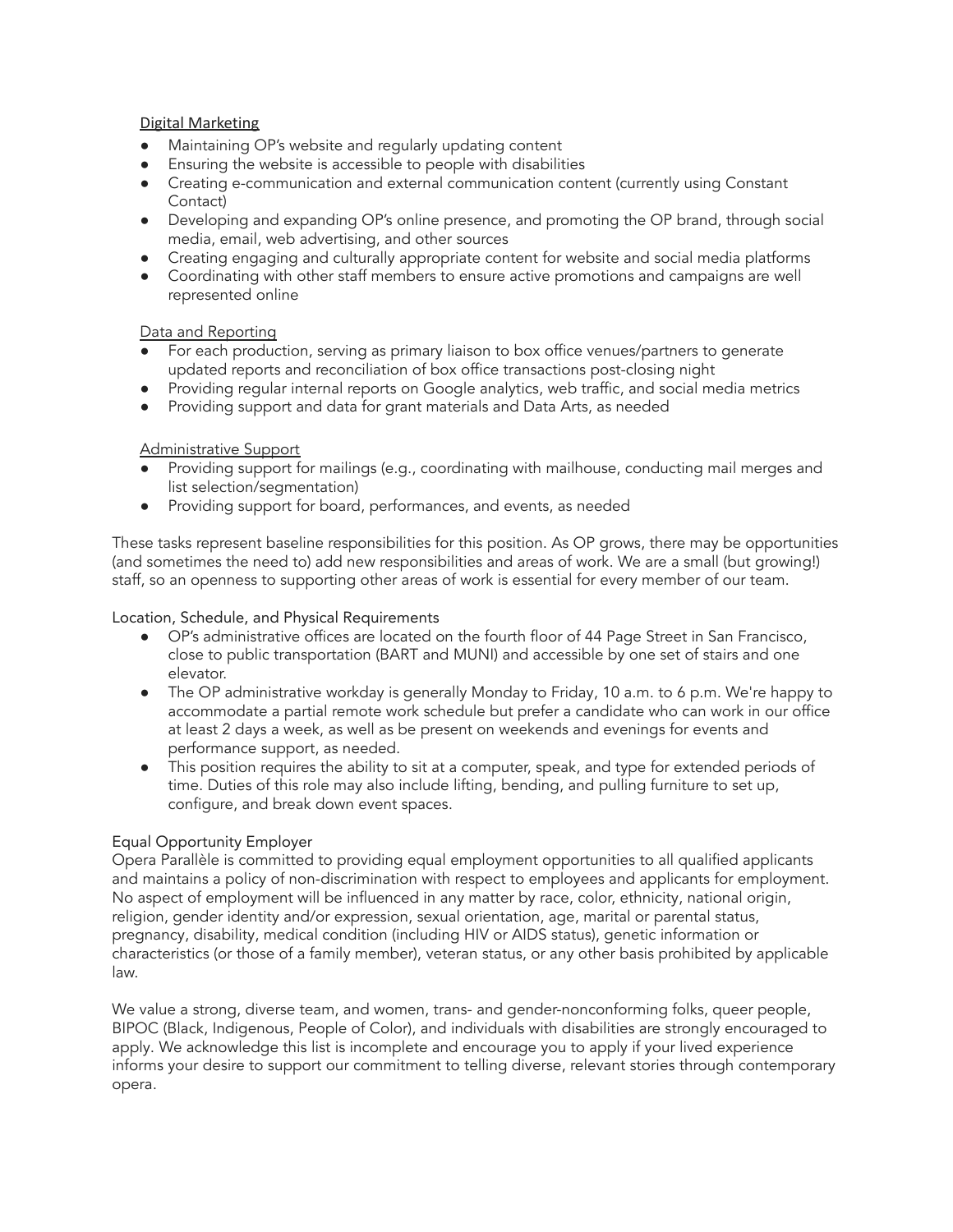Digital Marketing

- Maintaining OP's website and regularly updating content
- Ensuring the website is accessible to people with disabilities
- Creating e-communication and external communication content (currently using Constant Contact)
- Developing and expanding OP's online presence, and promoting the OP brand, through social media, email, web advertising, and other sources
- Creating engaging and culturally appropriate content for website and social media platforms
- Coordinating with other staff members to ensure active promotions and campaigns are well represented online

Data and Reporting

- For each production, serving as primary liaison to box office venues/partners to generate updated reports and reconciliation of box office transactions post-closing night
- Providing regular internal reports on Google analytics, web traffic, and social media metrics
- Providing support and data for grant materials and Data Arts, as needed

Administrative Support

- Providing support for mailings (e.g., coordinating with mailhouse, conducting mail merges and list selection/segmentation)
- Providing support for board, performances, and events, as needed

These tasks represent baseline responsibilities for this position. As OP grows, there may be opportunities (and sometimes the need to) add new responsibilities and areas of work. We are a small (but growing!) staff, so an openness to supporting other areas of work is essential for every member of our team.

## Location, Schedule, and Physical Requirements

- OP's administrative offices are located on the fourth floor of 44 Page Street in San Francisco, close to public transportation (BART and MUNI) and accessible by one set of stairs and one elevator.
- The OP administrative workday is generally Monday to Friday, 10 a.m. to 6 p.m. We're happy to accommodate a partial remote work schedule but prefer a candidate who can work in our office at least 2 days a week, as well as be present on weekends and evenings for events and performance support, as needed.
- This position requires the ability to sit at a computer, speak, and type for extended periods of time. Duties of this role may also include lifting, bending, and pulling furniture to set up, configure, and break down event spaces.

## Equal Opportunity Employer

Opera Parallèle is committed to providing equal employment opportunities to all qualified applicants and maintains a policy of non-discrimination with respect to employees and applicants for employment. No aspect of employment will be influenced in any matter by race, color, ethnicity, national origin, religion, gender identity and/or expression, sexual orientation, age, marital or parental status, pregnancy, disability, medical condition (including HIV or AIDS status), genetic information or characteristics (or those of a family member), veteran status, or any other basis prohibited by applicable law.

We value a strong, diverse team, and women, trans- and gender-nonconforming folks, queer people, BIPOC (Black, Indigenous, People of Color), and individuals with disabilities are strongly encouraged to apply. We acknowledge this list is incomplete and encourage you to apply if your lived experience informs your desire to support our commitment to telling diverse, relevant stories through contemporary opera.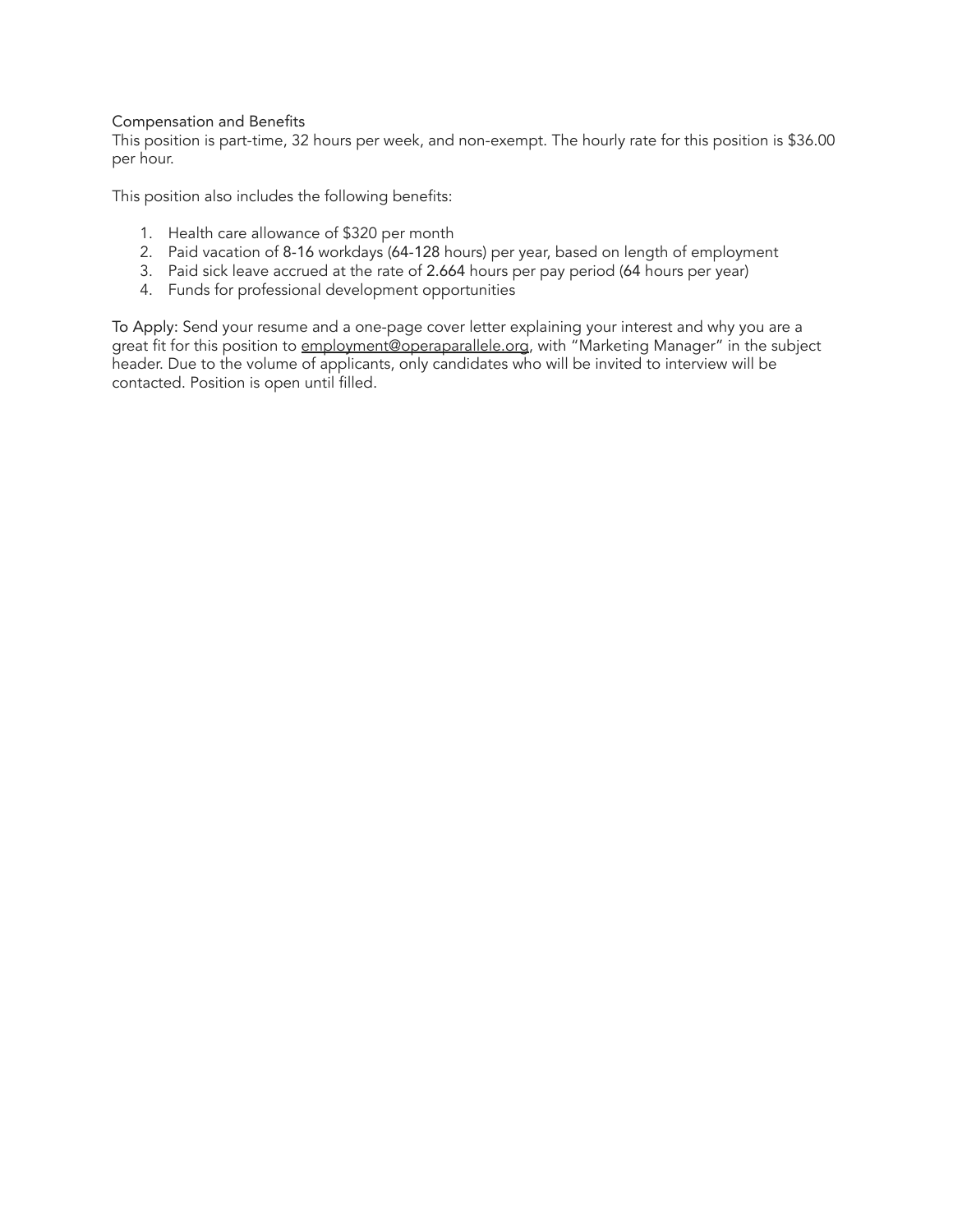## Compensation and Benefits

This position is part-time, 32 hours per week, and non-exempt. The hourly rate for this position is $36.00 per hour.

This position also includes the following benefits:

1. Health care allowance of $320 per month
2. Paid vacation of 8-16 workdays (64-128 hours) per year, based on length of employment
3. Paid sick leave accrued at the rate of 2.664 hours per pay period (64 hours per year)
4. Funds for professional development opportunities

To Apply: Send your resume and a one-page cover letter explaining your interest and why you are a great fit for this position to employment@operaparallele.org, with "Marketing Manager" in the subject header. Due to the volume of applicants, only candidates who will be invited to interview will be contacted. Position is open until filled.